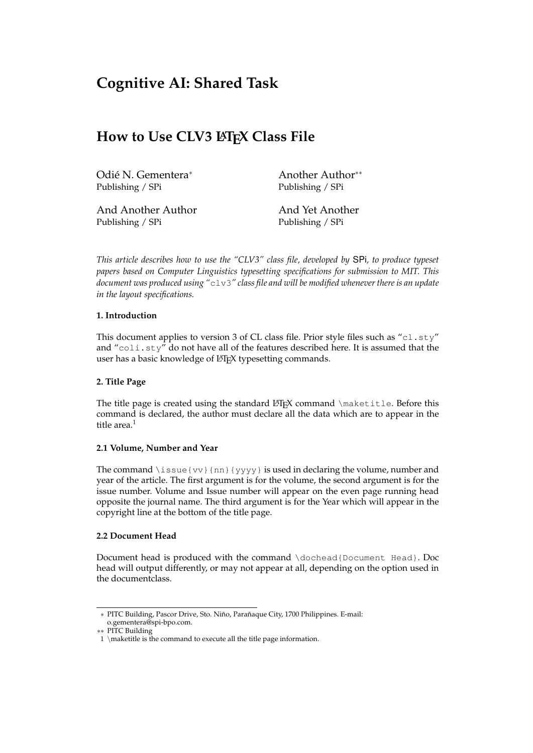# Cognitive AI: Shared Task

## How to Use CLV3 LaTeX Class File

Odié N. Gementera*
Publishing / SPi

Another Author**
Publishing / SPi

And Another Author
Publishing / SPi

And Yet Another
Publishing / SPi

*This article describes how to use the "CLV3" class file, developed by SPi, to produce typeset papers based on Computer Linguistics typesetting specifications for submission to MIT. This document was produced using "`clv3`" class file and will be modified whenever there is an update in the layout specifications.*

**1. Introduction**

This document applies to version 3 of CL class file. Prior style files such as "`cl.sty`" and "`coli.sty`" do not have all of the features described here. It is assumed that the user has a basic knowledge of LaTeX typesetting commands.

**2. Title Page**

The title page is created using the standard LaTeX command `\maketitle`. Before this command is declared, the author must declare all the data which are to appear in the title area.[1]

**2.1 Volume, Number and Year**

The command `\issue{vv}{nn}{yyyy}` is used in declaring the volume, number and year of the article. The first argument is for the volume, the second argument is for the issue number. Volume and Issue number will appear on the even page running head opposite the journal name. The third argument is for the Year which will appear in the copyright line at the bottom of the title page.

**2.2 Document Head**

Document head is produced with the command `\dochead{Document Head}`. Doc head will output differently, or may not appear at all, depending on the option used in the documentclass.

---

* PITC Building, Pascor Drive, Sto. Niño, Parañaque City, 1700 Philippines. E-mail: o.gementera@spi-bpo.com.

** PITC Building

1 \maketitle is the command to execute all the title page information.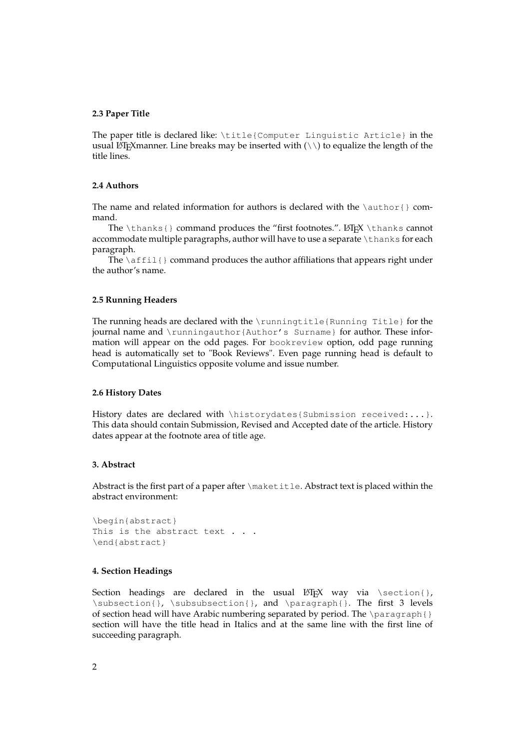### 2.3 Paper Title

The paper title is declared like: `\title{Computer Linguistic Article}` in the usual LaTeXmanner. Line breaks may be inserted with (`\\`) to equalize the length of the title lines.

### 2.4 Authors

The name and related information for authors is declared with the `\author{}` command.

The `\thanks{}` command produces the "first footnotes.". LaTeX `\thanks` cannot accommodate multiple paragraphs, author will have to use a separate `\thanks` for each paragraph.

The `\affil{}` command produces the author affiliations that appears right under the author's name.

### 2.5 Running Headers

The running heads are declared with the `\runningtitle{Running Title}` for the journal name and `\runningauthor{Author's Surname}` for author. These information will appear on the odd pages. For `bookreview` option, odd page running head is automatically set to "Book Reviews". Even page running head is default to Computational Linguistics opposite volume and issue number.

### 2.6 History Dates

History dates are declared with `\historydates{Submission received:...}`. This data should contain Submission, Revised and Accepted date of the article. History dates appear at the footnote area of title age.

## 3. Abstract

Abstract is the first part of a paper after `\maketitle`. Abstract text is placed within the abstract environment:

```
\begin{abstract}
This is the abstract text . . .
\end{abstract}
```

## 4. Section Headings

Section headings are declared in the usual LaTeX way via `\section{}`, `\subsection{}`, `\subsubsection{}`, and `\paragraph{}`. The first 3 levels of section head will have Arabic numbering separated by period. The `\paragraph{}` section will have the title head in Italics and at the same line with the first line of succeeding paragraph.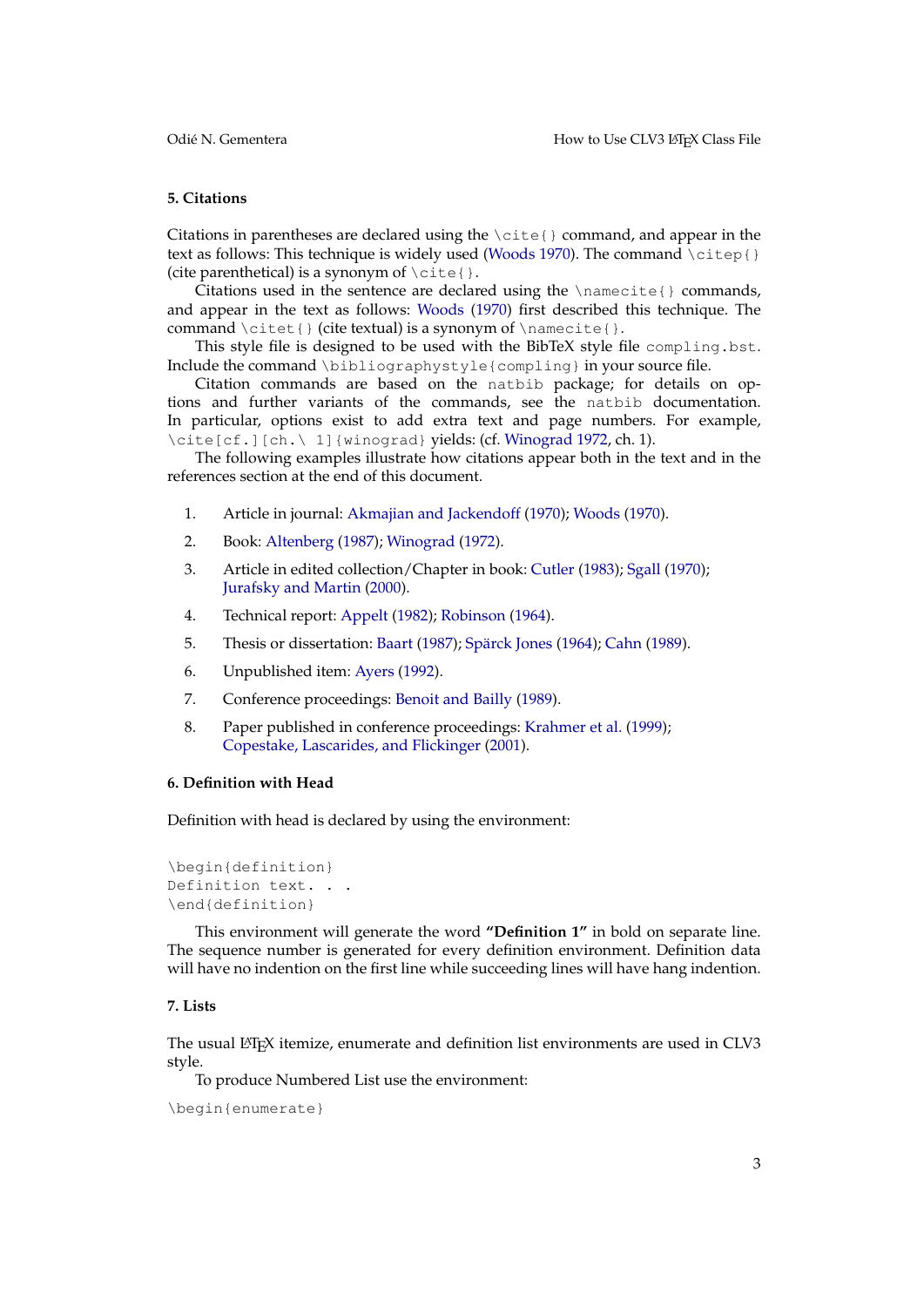## 5. Citations

Citations in parentheses are declared using the `\cite{}` command, and appear in the text as follows: This technique is widely used (Woods 1970). The command `\citep{}` (cite parenthetical) is a synonym of `\cite{}`.

Citations used in the sentence are declared using the `\namecite{}` commands, and appear in the text as follows: Woods (1970) first described this technique. The command `\citet{}` (cite textual) is a synonym of `\namecite{}`.

This style file is designed to be used with the BibTeX style file `compling.bst`. Include the command `\bibliographystyle{compling}` in your source file.

Citation commands are based on the `natbib` package; for details on options and further variants of the commands, see the `natbib` documentation. In particular, options exist to add extra text and page numbers. For example, `\cite[cf.][ch.\ 1]{winograd}` yields: (cf. Winograd 1972, ch. 1).

The following examples illustrate how citations appear both in the text and in the references section at the end of this document.

1. Article in journal: Akmajian and Jackendoff (1970); Woods (1970).
2. Book: Altenberg (1987); Winograd (1972).
3. Article in edited collection/Chapter in book: Cutler (1983); Sgall (1970); Jurafsky and Martin (2000).
4. Technical report: Appelt (1982); Robinson (1964).
5. Thesis or dissertation: Baart (1987); Spärck Jones (1964); Cahn (1989).
6. Unpublished item: Ayers (1992).
7. Conference proceedings: Benoit and Bailly (1989).
8. Paper published in conference proceedings: Krahmer et al. (1999); Copestake, Lascarides, and Flickinger (2001).

## 6. Definition with Head

Definition with head is declared by using the environment:

```
\begin{definition}
Definition text. . .
\end{definition}
```

This environment will generate the word **"Definition 1"** in bold on separate line. The sequence number is generated for every definition environment. Definition data will have no indention on the first line while succeeding lines will have hang indention.

## 7. Lists

The usual LaTeX itemize, enumerate and definition list environments are used in CLV3 style.

To produce Numbered List use the environment:

```
\begin{enumerate}
```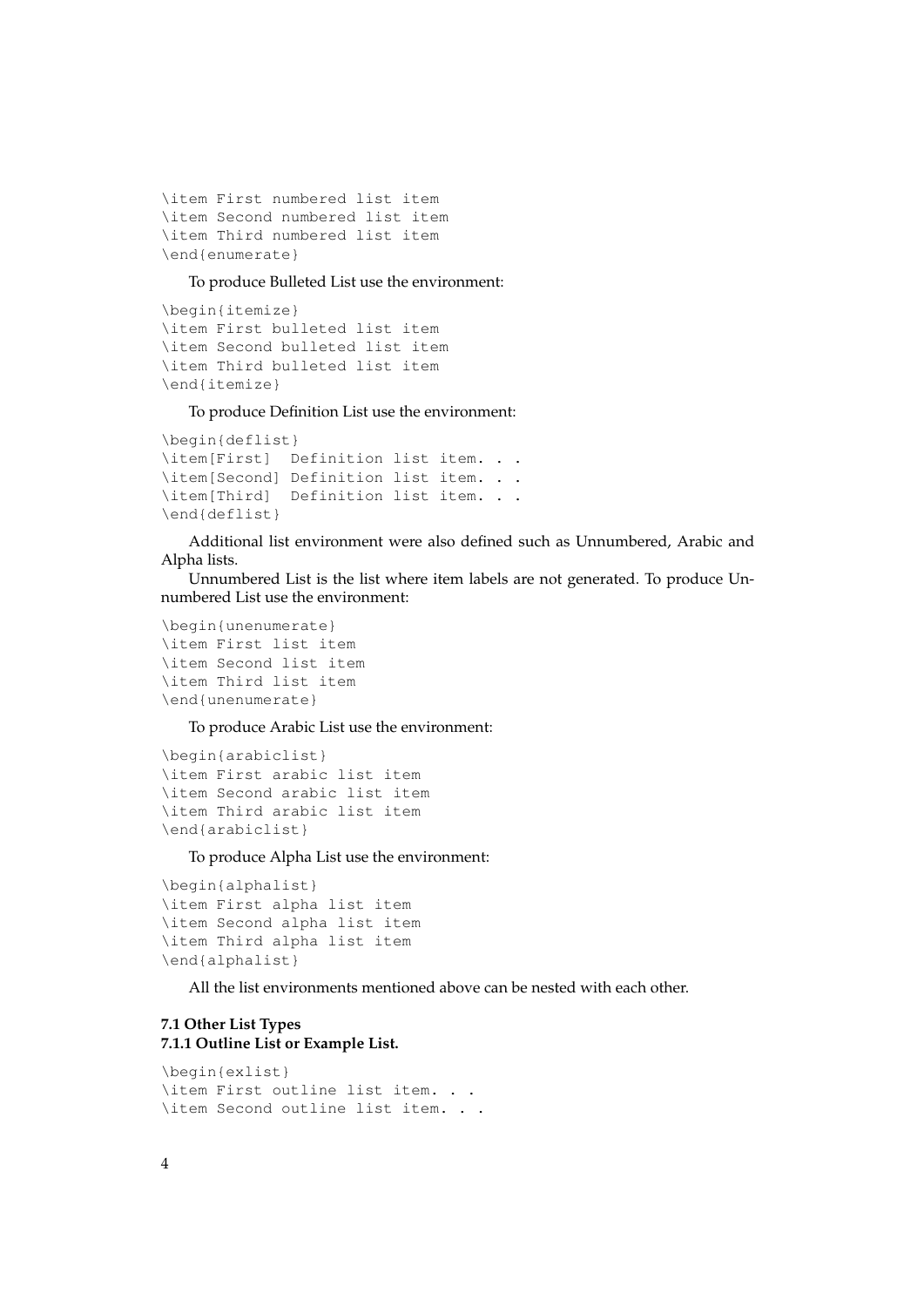```
\item First numbered list item
\item Second numbered list item
\item Third numbered list item
\end{enumerate}
```

To produce Bulleted List use the environment:

```
\begin{itemize}
\item First bulleted list item
\item Second bulleted list item
\item Third bulleted list item
\end{itemize}
```

To produce Definition List use the environment:

```
\begin{deflist}
\item[First]  Definition list item. . .
\item[Second] Definition list item. . .
\item[Third]  Definition list item. . .
\end{deflist}
```

Additional list environment were also defined such as Unnumbered, Arabic and Alpha lists.

Unnumbered List is the list where item labels are not generated. To produce Unnumbered List use the environment:

```
\begin{unenumerate}
\item First list item
\item Second list item
\item Third list item
\end{unenumerate}
```

To produce Arabic List use the environment:

```
\begin{arabiclist}
\item First arabic list item
\item Second arabic list item
\item Third arabic list item
\end{arabiclist}
```

To produce Alpha List use the environment:

```
\begin{alphalist}
\item First alpha list item
\item Second alpha list item
\item Third alpha list item
\end{alphalist}
```

All the list environments mentioned above can be nested with each other.

### 7.1 Other List Types

#### 7.1.1 Outline List or Example List.

```
\begin{exlist}
\item First outline list item. . .
\item Second outline list item. . .
```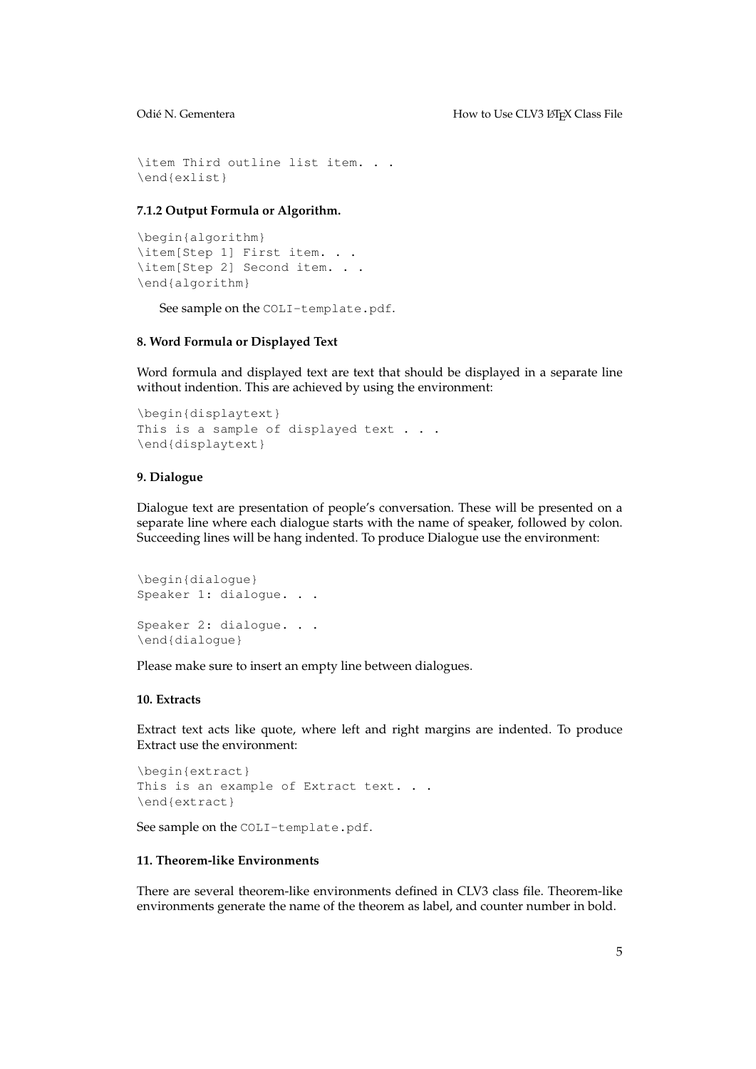```
\item Third outline list item. . .
\end{exlist}
```

#### 7.1.2 Output Formula or Algorithm.

```
\begin{algorithm}
\item[Step 1] First item. . .
\item[Step 2] Second item. . .
\end{algorithm}
```

See sample on the `COLI-template.pdf`.

### 8. Word Formula or Displayed Text

Word formula and displayed text are text that should be displayed in a separate line without indention. This are achieved by using the environment:

```
\begin{displaytext}
This is a sample of displayed text . . .
\end{displaytext}
```

### 9. Dialogue

Dialogue text are presentation of people's conversation. These will be presented on a separate line where each dialogue starts with the name of speaker, followed by colon. Succeeding lines will be hang indented. To produce Dialogue use the environment:

```
\begin{dialogue}
Speaker 1: dialogue. . .

Speaker 2: dialogue. . .
\end{dialogue}
```

Please make sure to insert an empty line between dialogues.

### 10. Extracts

Extract text acts like quote, where left and right margins are indented. To produce Extract use the environment:

```
\begin{extract}
This is an example of Extract text. . .
\end{extract}
```

See sample on the `COLI-template.pdf`.

### 11. Theorem-like Environments

There are several theorem-like environments defined in CLV3 class file. Theorem-like environments generate the name of the theorem as label, and counter number in bold.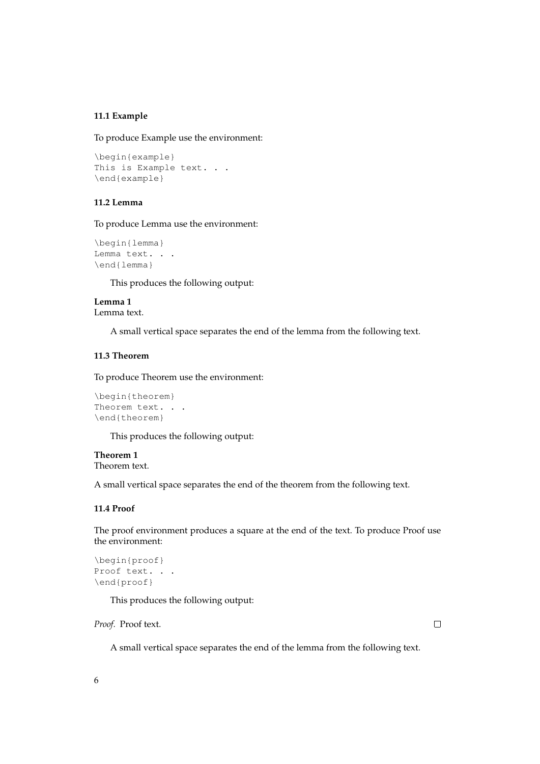### 11.1 Example

To produce Example use the environment:

```
\begin{example}
This is Example text. . .
\end{example}
```

### 11.2 Lemma

To produce Lemma use the environment:

```
\begin{lemma}
Lemma text. . .
\end{lemma}
```

This produces the following output:

**Lemma 1**
Lemma text.

A small vertical space separates the end of the lemma from the following text.

### 11.3 Theorem

To produce Theorem use the environment:

```
\begin{theorem}
Theorem text. . .
\end{theorem}
```

This produces the following output:

**Theorem 1**
Theorem text.

A small vertical space separates the end of the theorem from the following text.

### 11.4 Proof

The proof environment produces a square at the end of the text. To produce Proof use the environment:

```
\begin{proof}
Proof text. . .
\end{proof}
```

This produces the following output:

*Proof.* Proof text. □

A small vertical space separates the end of the lemma from the following text.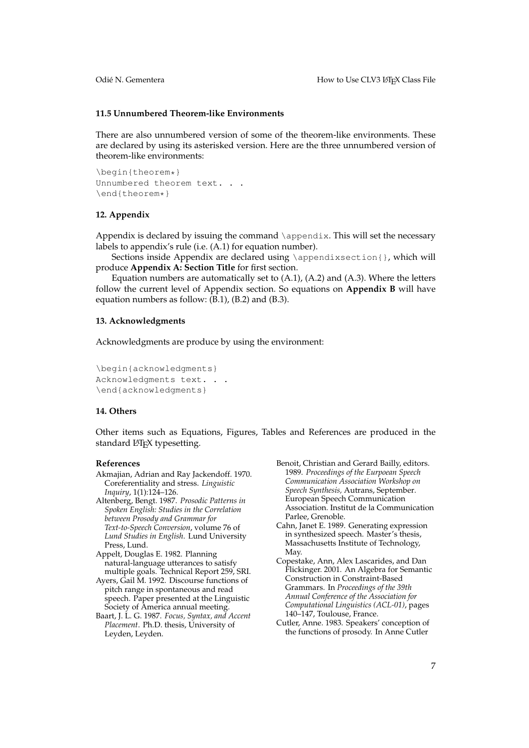### 11.5 Unnumbered Theorem-like Environments

There are also unnumbered version of some of the theorem-like environments. These are declared by using its asterisked version. Here are the three unnumbered version of theorem-like environments:

```
\begin{theorem*}
Unnumbered theorem text. . .
\end{theorem*}
```

## 12. Appendix

Appendix is declared by issuing the command `\appendix`. This will set the necessary labels to appendix's rule (i.e. (A.1) for equation number).

Sections inside Appendix are declared using `\appendixsection{}`, which will produce **Appendix A: Section Title** for first section.

Equation numbers are automatically set to (A.1), (A.2) and (A.3). Where the letters follow the current level of Appendix section. So equations on **Appendix B** will have equation numbers as follow: (B.1), (B.2) and (B.3).

## 13. Acknowledgments

Acknowledgments are produce by using the environment:

```
\begin{acknowledgments}
Acknowledgments text. . .
\end{acknowledgments}
```

## 14. Others

Other items such as Equations, Figures, Tables and References are produced in the standard LaTeX typesetting.

### References

Akmajian, Adrian and Ray Jackendoff. 1970. Coreferentiality and stress. *Linguistic Inquiry*, 1(1):124–126.

Altenberg, Bengt. 1987. *Prosodic Patterns in Spoken English: Studies in the Correlation between Prosody and Grammar for Text-to-Speech Conversion*, volume 76 of *Lund Studies in English*. Lund University Press, Lund.

Appelt, Douglas E. 1982. Planning natural-language utterances to satisfy multiple goals. Technical Report 259, SRI.

Ayers, Gail M. 1992. Discourse functions of pitch range in spontaneous and read speech. Paper presented at the Linguistic Society of America annual meeting.

Baart, J. L. G. 1987. *Focus, Syntax, and Accent Placement*. Ph.D. thesis, University of Leyden, Leyden.

Benoit, Christian and Gerard Bailly, editors. 1989. *Proceedings of the Eurpoean Speech Communication Association Workshop on Speech Synthesis*, Autrans, September. European Speech Communication Association. Institut de la Communication Parlee, Grenoble.

Cahn, Janet E. 1989. Generating expression in synthesized speech. Master's thesis, Massachusetts Institute of Technology, May.

Copestake, Ann, Alex Lascarides, and Dan Flickinger. 2001. An Algebra for Semantic Construction in Constraint-Based Grammars. In *Proceedings of the 39th Annual Conference of the Association for Computational Linguistics (ACL-01)*, pages 140–147, Toulouse, France.

Cutler, Anne. 1983. Speakers' conception of the functions of prosody. In Anne Cutler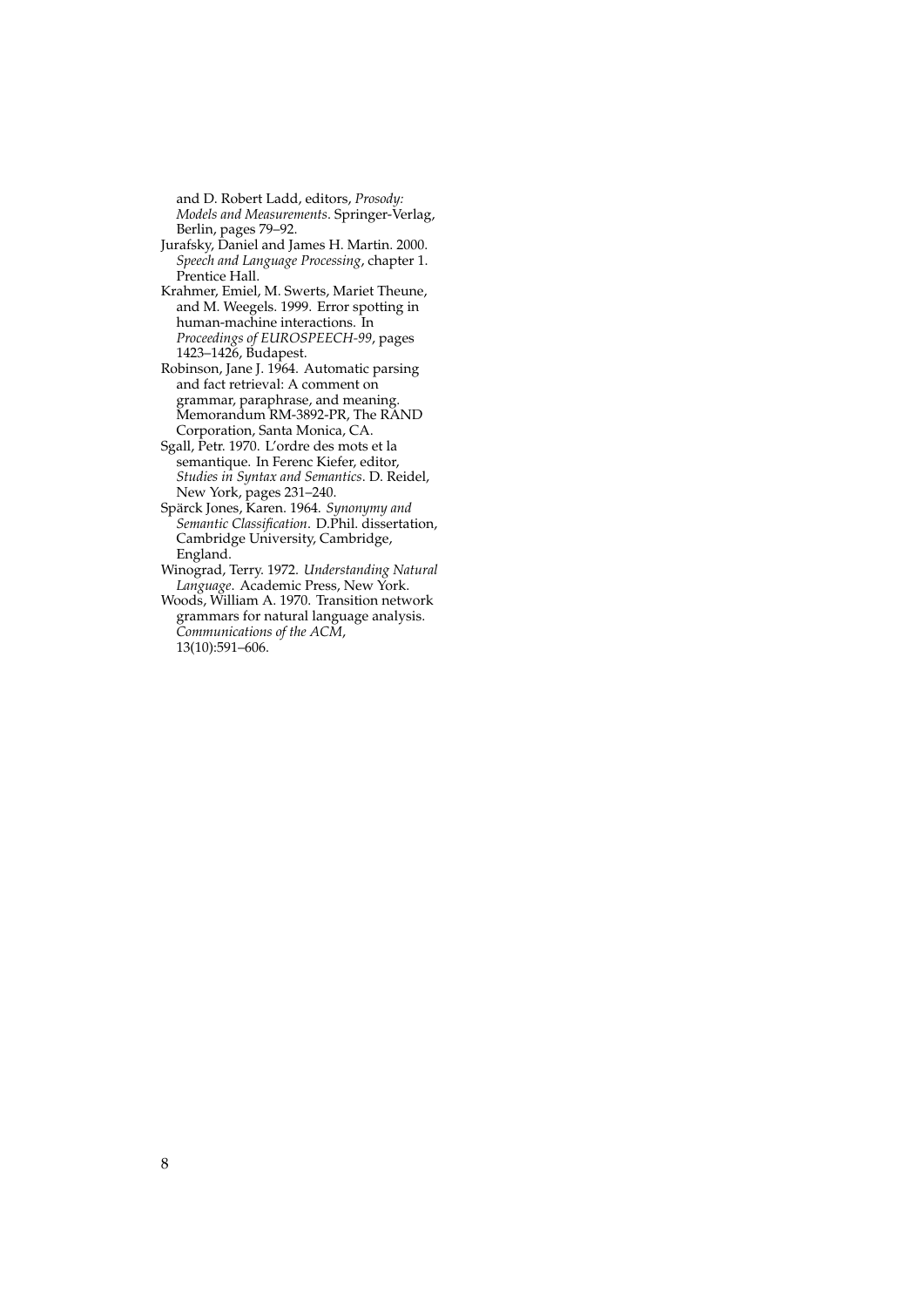and D. Robert Ladd, editors, *Prosody: Models and Measurements*. Springer-Verlag, Berlin, pages 79–92.

Jurafsky, Daniel and James H. Martin. 2000. *Speech and Language Processing*, chapter 1. Prentice Hall.

Krahmer, Emiel, M. Swerts, Mariet Theune, and M. Weegels. 1999. Error spotting in human-machine interactions. In *Proceedings of EUROSPEECH-99*, pages 1423–1426, Budapest.

Robinson, Jane J. 1964. Automatic parsing and fact retrieval: A comment on grammar, paraphrase, and meaning. Memorandum RM-3892-PR, The RAND Corporation, Santa Monica, CA.

Sgall, Petr. 1970. L'ordre des mots et la semantique. In Ferenc Kiefer, editor, *Studies in Syntax and Semantics*. D. Reidel, New York, pages 231–240.

Spärck Jones, Karen. 1964. *Synonymy and Semantic Classification*. D.Phil. dissertation, Cambridge University, Cambridge, England.

Winograd, Terry. 1972. *Understanding Natural Language*. Academic Press, New York.

Woods, William A. 1970. Transition network grammars for natural language analysis. *Communications of the ACM*, 13(10):591–606.